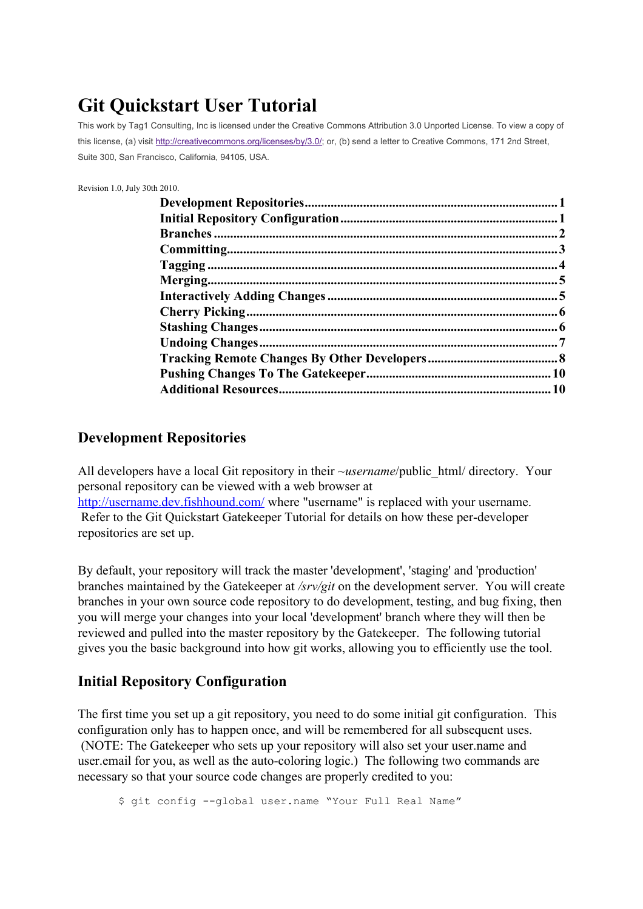# Git Quickstart User Tutorial

This work by Tag1 Consulting, Inc is licensed under the Creative Commons Attribution 3.0 Unported License. To view a copy of this license, (a) visit http://creativecommons.org/licenses/by/3.0/; or, (b) send a letter to Creative Commons, 171 2nd Street, Suite 300, San Francisco, California, 94105, USA.

Revision 1.0, July 30th 2010.

**Development Repositories** .......... 1
**Initial Repository Configuration** .......... 1
**Branches** .......... 2
**Committing** .......... 3
**Tagging** .......... 4
**Merging** .......... 5
**Interactively Adding Changes** .......... 5
**Cherry Picking** .......... 6
**Stashing Changes** .......... 6
**Undoing Changes** .......... 7
**Tracking Remote Changes By Other Developers** .......... 8
**Pushing Changes To The Gatekeeper** .......... 10
**Additional Resources** .......... 10

## Development Repositories

All developers have a local Git repository in their ~*username*/public_html/ directory. Your personal repository can be viewed with a web browser at http://username.dev.fishhound.com/ where "username" is replaced with your username. Refer to the Git Quickstart Gatekeeper Tutorial for details on how these per-developer repositories are set up.

By default, your repository will track the master 'development', 'staging' and 'production' branches maintained by the Gatekeeper at */srv/git* on the development server. You will create branches in your own source code repository to do development, testing, and bug fixing, then you will merge your changes into your local 'development' branch where they will then be reviewed and pulled into the master repository by the Gatekeeper. The following tutorial gives you the basic background into how git works, allowing you to efficiently use the tool.

## Initial Repository Configuration

The first time you set up a git repository, you need to do some initial git configuration. This configuration only has to happen once, and will be remembered for all subsequent uses. (NOTE: The Gatekeeper who sets up your repository will also set your user.name and user.email for you, as well as the auto-coloring logic.) The following two commands are necessary so that your source code changes are properly credited to you:

```
$ git config --global user.name "Your Full Real Name"
```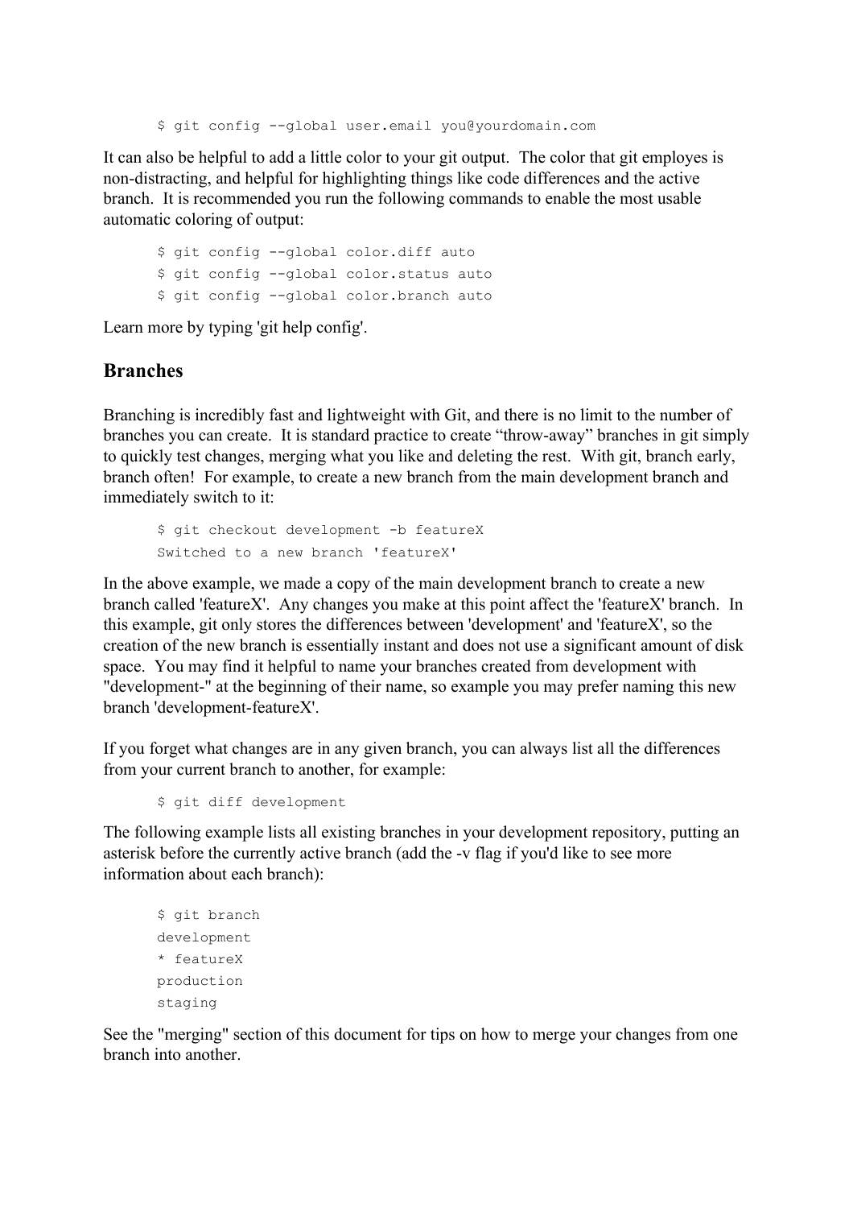```
$ git config --global user.email you@yourdomain.com
```

It can also be helpful to add a little color to your git output. The color that git employes is non-distracting, and helpful for highlighting things like code differences and the active branch. It is recommended you run the following commands to enable the most usable automatic coloring of output:

```
$ git config --global color.diff auto
$ git config --global color.status auto
$ git config --global color.branch auto
```

Learn more by typing 'git help config'.

## Branches

Branching is incredibly fast and lightweight with Git, and there is no limit to the number of branches you can create. It is standard practice to create “throw-away” branches in git simply to quickly test changes, merging what you like and deleting the rest. With git, branch early, branch often! For example, to create a new branch from the main development branch and immediately switch to it:

```
$ git checkout development -b featureX
Switched to a new branch 'featureX'
```

In the above example, we made a copy of the main development branch to create a new branch called 'featureX'. Any changes you make at this point affect the 'featureX' branch. In this example, git only stores the differences between 'development' and 'featureX', so the creation of the new branch is essentially instant and does not use a significant amount of disk space. You may find it helpful to name your branches created from development with "development-" at the beginning of their name, so example you may prefer naming this new branch 'development-featureX'.

If you forget what changes are in any given branch, you can always list all the differences from your current branch to another, for example:

```
$ git diff development
```

The following example lists all existing branches in your development repository, putting an asterisk before the currently active branch (add the -v flag if you'd like to see more information about each branch):

```
$ git branch
development
* featureX
production
staging
```

See the "merging" section of this document for tips on how to merge your changes from one branch into another.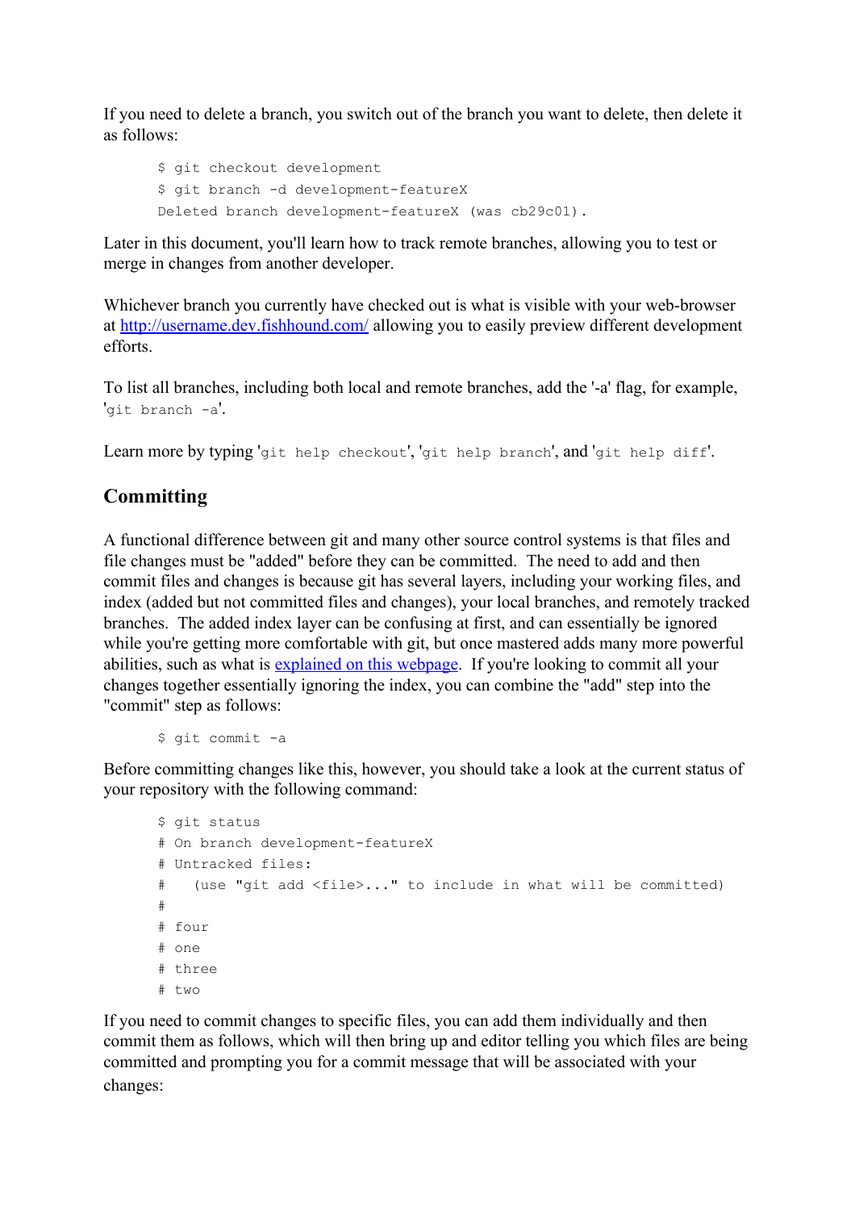If you need to delete a branch, you switch out of the branch you want to delete, then delete it as follows:

```
$ git checkout development
$ git branch -d development-featureX
Deleted branch development-featureX (was cb29c01).
```

Later in this document, you'll learn how to track remote branches, allowing you to test or merge in changes from another developer.

Whichever branch you currently have checked out is what is visible with your web-browser at [http://username.dev.fishhound.com/](http://username.dev.fishhound.com/) allowing you to easily preview different development efforts.

To list all branches, including both local and remote branches, add the '-a' flag, for example, '`git branch -a`'.

Learn more by typing '`git help checkout`', '`git help branch`', and '`git help diff`'.

## Committing

A functional difference between git and many other source control systems is that files and file changes must be "added" before they can be committed. The need to add and then commit files and changes is because git has several layers, including your working files, and index (added but not committed files and changes), your local branches, and remotely tracked branches. The added index layer can be confusing at first, and can essentially be ignored while you're getting more comfortable with git, but once mastered adds many more powerful abilities, such as what is explained on this webpage. If you're looking to commit all your changes together essentially ignoring the index, you can combine the "add" step into the "commit" step as follows:

```
$ git commit -a
```

Before committing changes like this, however, you should take a look at the current status of your repository with the following command:

```
$ git status
# On branch development-featureX
# Untracked files:
#   (use "git add <file>..." to include in what will be committed)
#
# four
# one
# three
# two
```

If you need to commit changes to specific files, you can add them individually and then commit them as follows, which will then bring up and editor telling you which files are being committed and prompting you for a commit message that will be associated with your changes: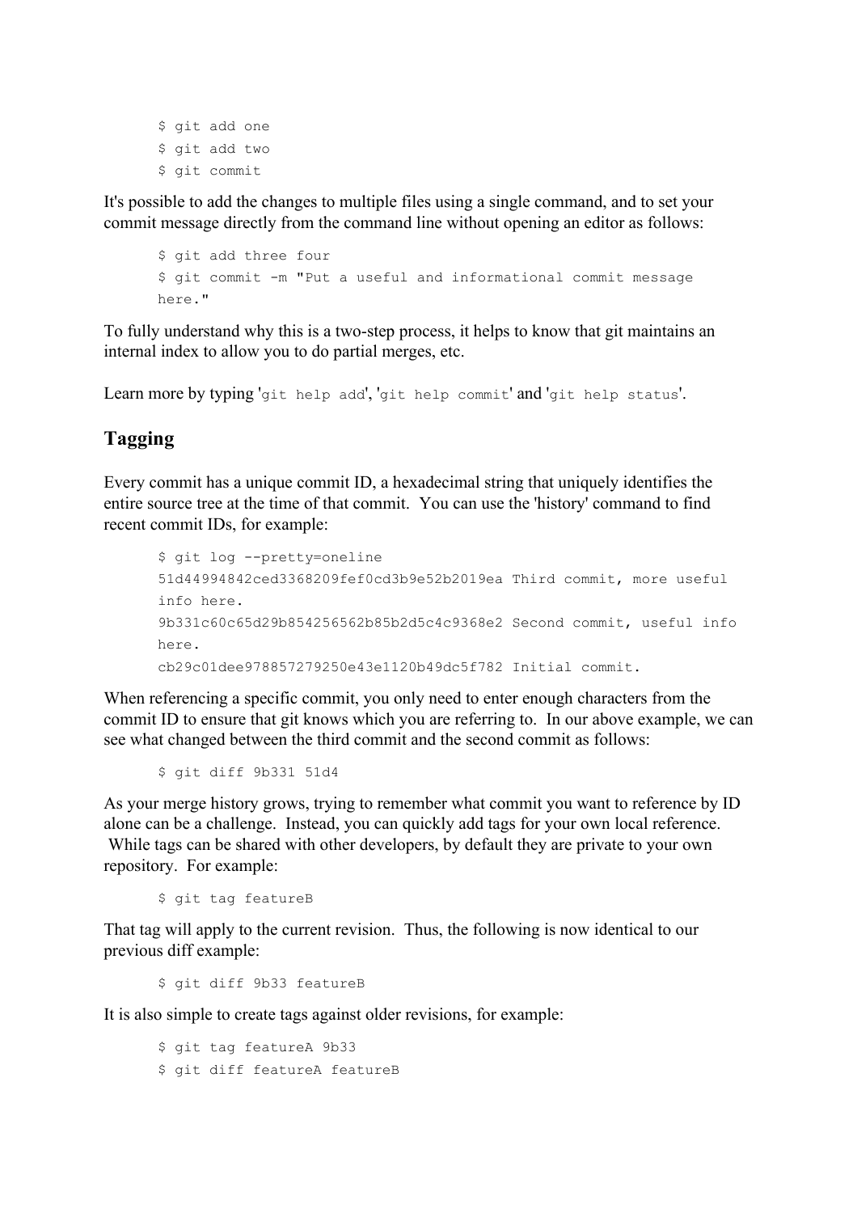```
$ git add one
$ git add two
$ git commit
```

It's possible to add the changes to multiple files using a single command, and to set your commit message directly from the command line without opening an editor as follows:

```
$ git add three four
$ git commit -m "Put a useful and informational commit message
here."
```

To fully understand why this is a two-step process, it helps to know that git maintains an internal index to allow you to do partial merges, etc.

Learn more by typing '`git help add`', '`git help commit`' and '`git help status`'.

## Tagging

Every commit has a unique commit ID, a hexadecimal string that uniquely identifies the entire source tree at the time of that commit. You can use the 'history' command to find recent commit IDs, for example:

```
$ git log --pretty=oneline
51d44994842ced3368209fef0cd3b9e52b2019ea Third commit, more useful
info here.
9b331c60c65d29b854256562b85b2d5c4c9368e2 Second commit, useful info
here.
cb29c01dee978857279250e43e1120b49dc5f782 Initial commit.
```

When referencing a specific commit, you only need to enter enough characters from the commit ID to ensure that git knows which you are referring to. In our above example, we can see what changed between the third commit and the second commit as follows:

```
$ git diff 9b331 51d4
```

As your merge history grows, trying to remember what commit you want to reference by ID alone can be a challenge. Instead, you can quickly add tags for your own local reference. While tags can be shared with other developers, by default they are private to your own repository. For example:

```
$ git tag featureB
```

That tag will apply to the current revision. Thus, the following is now identical to our previous diff example:

```
$ git diff 9b33 featureB
```

It is also simple to create tags against older revisions, for example:

```
$ git tag featureA 9b33
$ git diff featureA featureB
```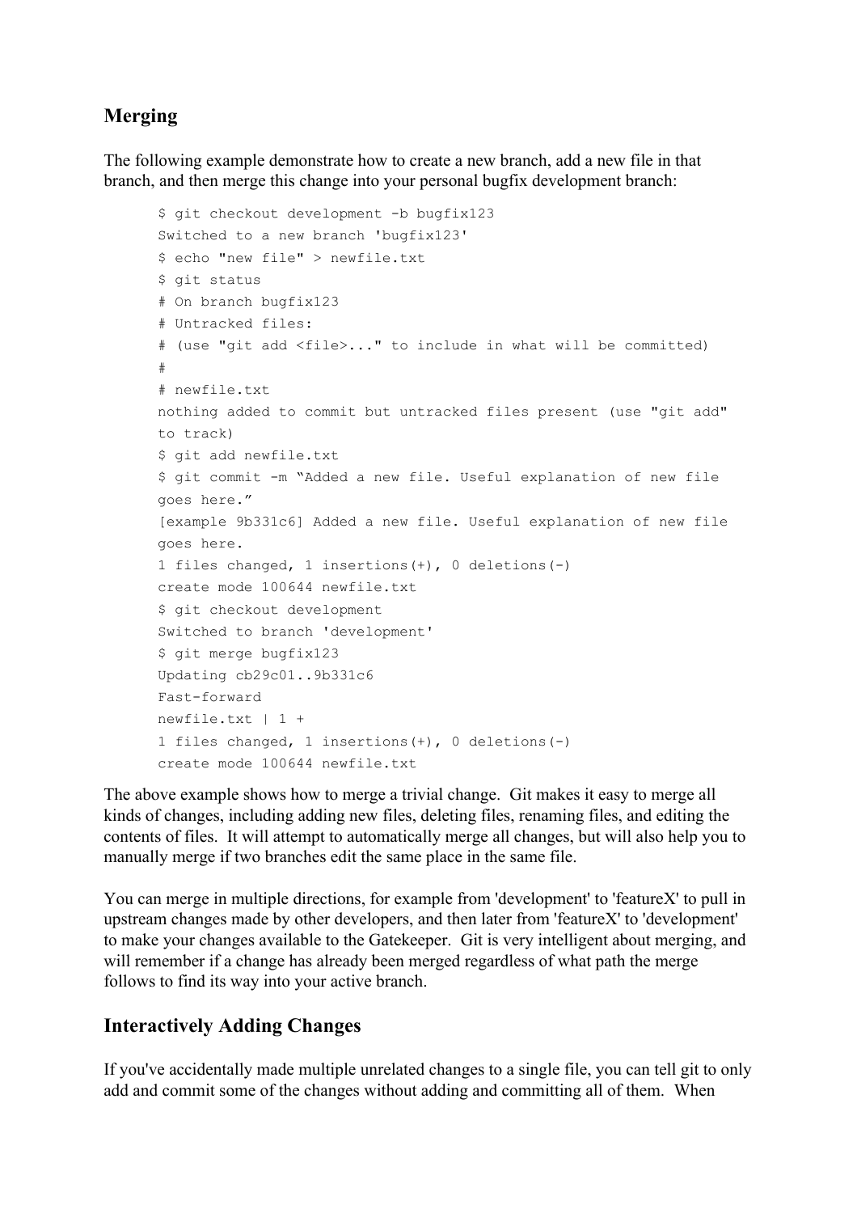## Merging

The following example demonstrate how to create a new branch, add a new file in that branch, and then merge this change into your personal bugfix development branch:

```
$ git checkout development -b bugfix123
Switched to a new branch 'bugfix123'
$ echo "new file" > newfile.txt
$ git status
# On branch bugfix123
# Untracked files:
# (use "git add <file>..." to include in what will be committed)
#
# newfile.txt
nothing added to commit but untracked files present (use "git add"
to track)
$ git add newfile.txt
$ git commit -m "Added a new file. Useful explanation of new file
goes here."
[example 9b331c6] Added a new file. Useful explanation of new file
goes here.
1 files changed, 1 insertions(+), 0 deletions(-)
create mode 100644 newfile.txt
$ git checkout development
Switched to branch 'development'
$ git merge bugfix123
Updating cb29c01..9b331c6
Fast-forward
newfile.txt | 1 +
1 files changed, 1 insertions(+), 0 deletions(-)
create mode 100644 newfile.txt
```

The above example shows how to merge a trivial change. Git makes it easy to merge all kinds of changes, including adding new files, deleting files, renaming files, and editing the contents of files. It will attempt to automatically merge all changes, but will also help you to manually merge if two branches edit the same place in the same file.

You can merge in multiple directions, for example from 'development' to 'featureX' to pull in upstream changes made by other developers, and then later from 'featureX' to 'development' to make your changes available to the Gatekeeper. Git is very intelligent about merging, and will remember if a change has already been merged regardless of what path the merge follows to find its way into your active branch.

## Interactively Adding Changes

If you've accidentally made multiple unrelated changes to a single file, you can tell git to only add and commit some of the changes without adding and committing all of them. When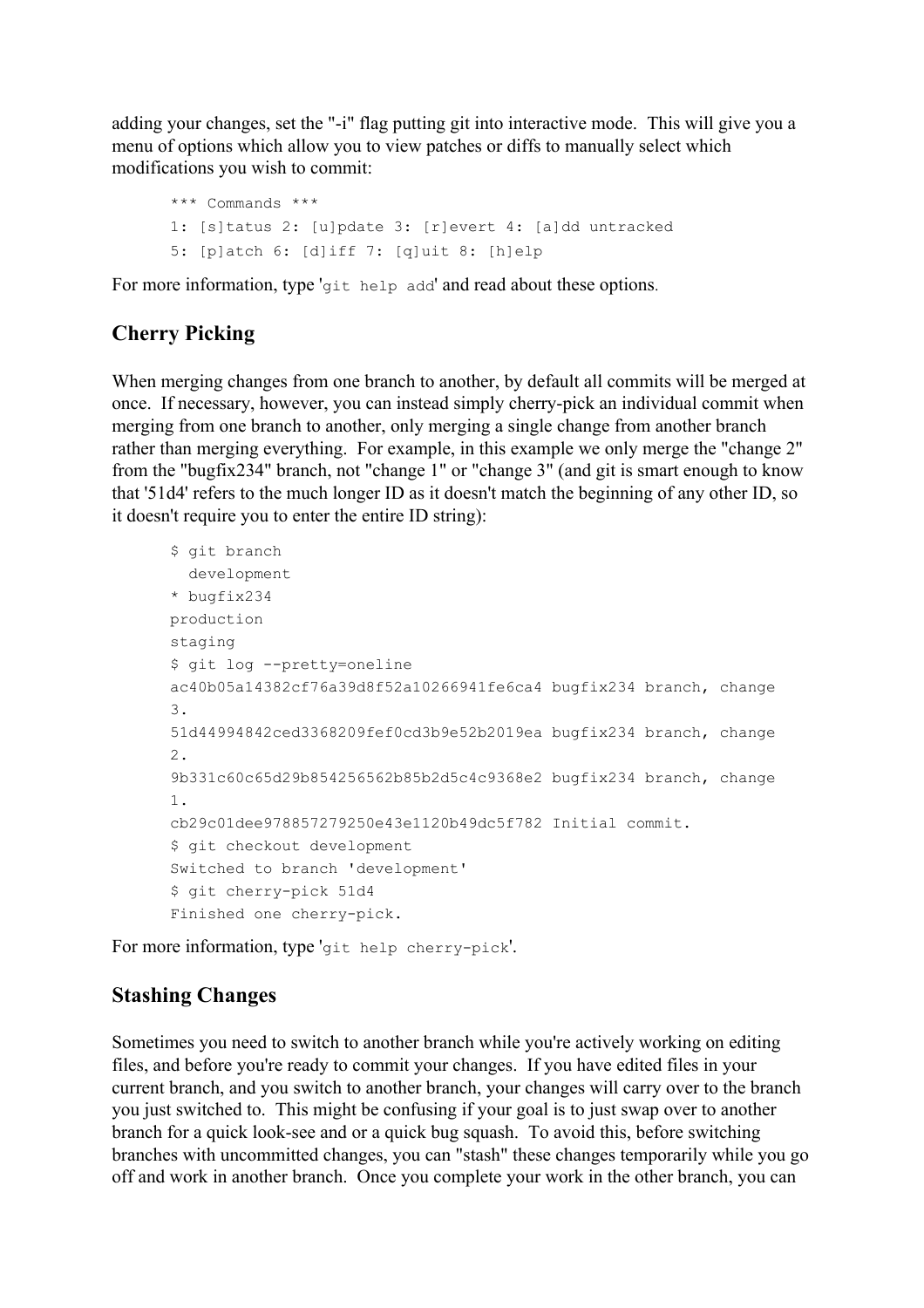adding your changes, set the "-i" flag putting git into interactive mode. This will give you a menu of options which allow you to view patches or diffs to manually select which modifications you wish to commit:

```
*** Commands ***
1: [s]tatus 2: [u]pdate 3: [r]evert 4: [a]dd untracked
5: [p]atch 6: [d]iff 7: [q]uit 8: [h]elp
```

For more information, type '`git help add`' and read about these options.

## Cherry Picking

When merging changes from one branch to another, by default all commits will be merged at once. If necessary, however, you can instead simply cherry-pick an individual commit when merging from one branch to another, only merging a single change from another branch rather than merging everything. For example, in this example we only merge the "change 2" from the "bugfix234" branch, not "change 1" or "change 3" (and git is smart enough to know that '51d4' refers to the much longer ID as it doesn't match the beginning of any other ID, so it doesn't require you to enter the entire ID string):

```
$ git branch
  development
* bugfix234
production
staging
$ git log --pretty=oneline
ac40b05a14382cf76a39d8f52a10266941fe6ca4 bugfix234 branch, change
3.
51d44994842ced3368209fef0cd3b9e52b2019ea bugfix234 branch, change
2.
9b331c60c65d29b854256562b85b2d5c4c9368e2 bugfix234 branch, change
1.
cb29c01dee978857279250e43e1120b49dc5f782 Initial commit.
$ git checkout development
Switched to branch 'development'
$ git cherry-pick 51d4
Finished one cherry-pick.
```

For more information, type '`git help cherry-pick`'.

## Stashing Changes

Sometimes you need to switch to another branch while you're actively working on editing files, and before you're ready to commit your changes. If you have edited files in your current branch, and you switch to another branch, your changes will carry over to the branch you just switched to. This might be confusing if your goal is to just swap over to another branch for a quick look-see and or a quick bug squash. To avoid this, before switching branches with uncommitted changes, you can "stash" these changes temporarily while you go off and work in another branch. Once you complete your work in the other branch, you can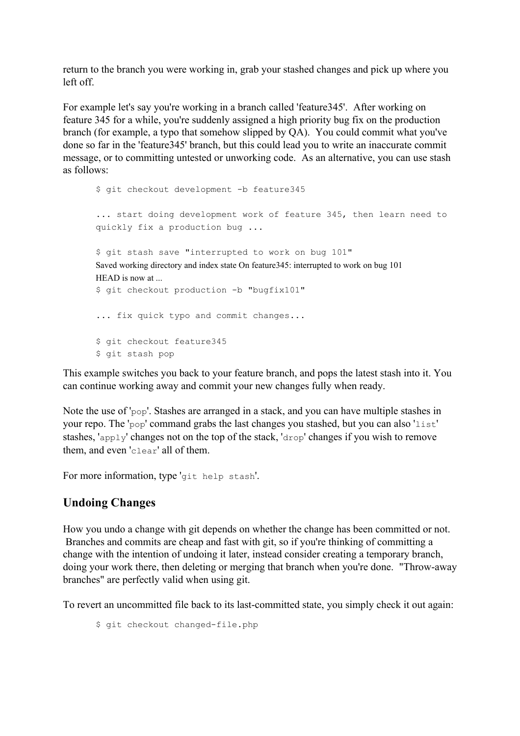return to the branch you were working in, grab your stashed changes and pick up where you left off.

For example let's say you're working in a branch called 'feature345'. After working on feature 345 for a while, you're suddenly assigned a high priority bug fix on the production branch (for example, a typo that somehow slipped by QA). You could commit what you've done so far in the 'feature345' branch, but this could lead you to write an inaccurate commit message, or to committing untested or unworking code. As an alternative, you can use stash as follows:

```
$ git checkout development -b feature345

... start doing development work of feature 345, then learn need to
quickly fix a production bug ...

$ git stash save "interrupted to work on bug 101"
Saved working directory and index state On feature345: interrupted to work on bug 101
HEAD is now at ...
$ git checkout production -b "bugfix101"

... fix quick typo and commit changes...

$ git checkout feature345
$ git stash pop
```

This example switches you back to your feature branch, and pops the latest stash into it. You can continue working away and commit your new changes fully when ready.

Note the use of '`pop`'. Stashes are arranged in a stack, and you can have multiple stashes in your repo. The '`pop`' command grabs the last changes you stashed, but you can also '`list`' stashes, '`apply`' changes not on the top of the stack, '`drop`' changes if you wish to remove them, and even '`clear`' all of them.

For more information, type '`git help stash`'.

## Undoing Changes

How you undo a change with git depends on whether the change has been committed or not. Branches and commits are cheap and fast with git, so if you're thinking of committing a change with the intention of undoing it later, instead consider creating a temporary branch, doing your work there, then deleting or merging that branch when you're done. "Throw-away branches" are perfectly valid when using git.

To revert an uncommitted file back to its last-committed state, you simply check it out again:

```
$ git checkout changed-file.php
```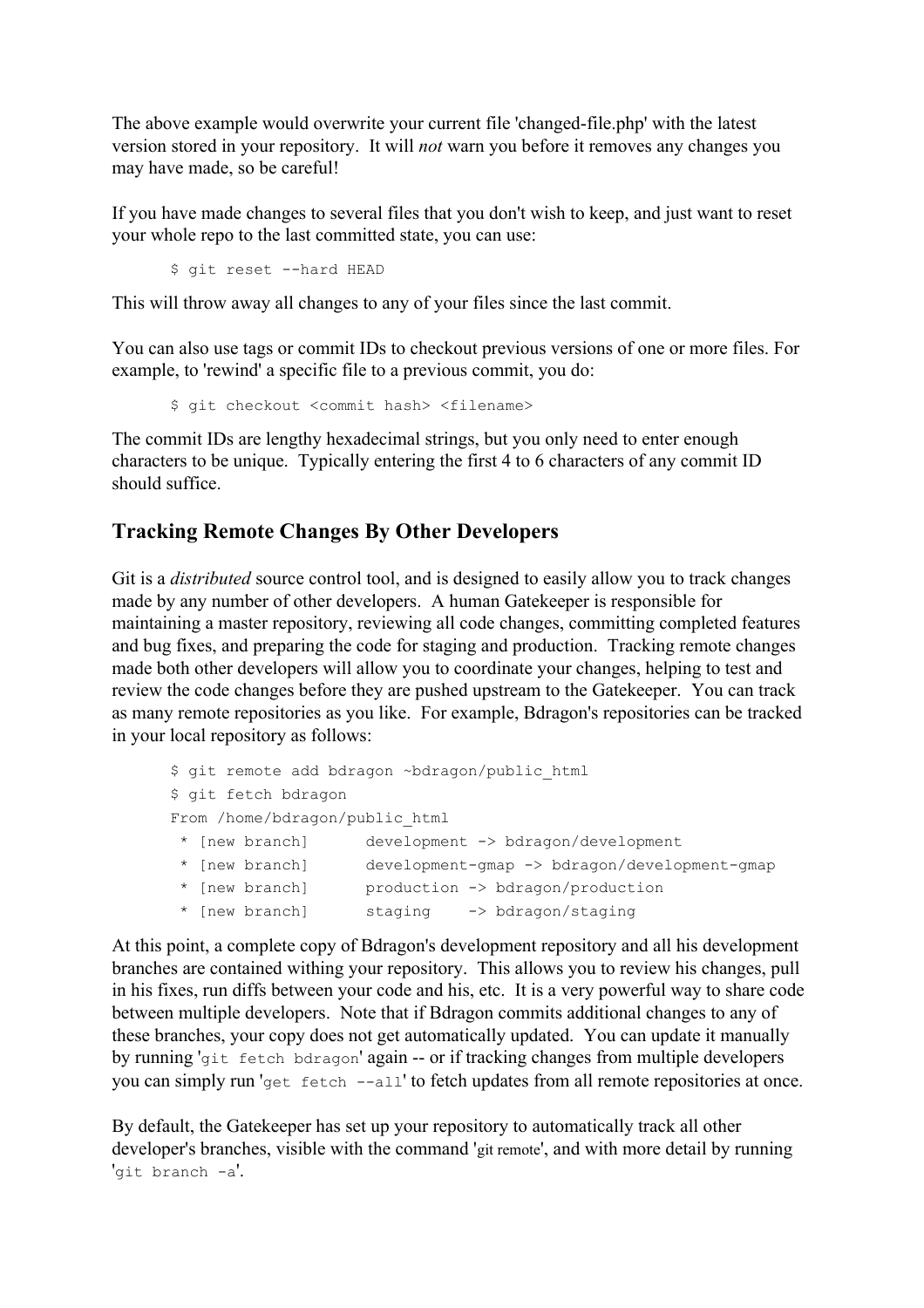The above example would overwrite your current file 'changed-file.php' with the latest version stored in your repository. It will *not* warn you before it removes any changes you may have made, so be careful!

If you have made changes to several files that you don't wish to keep, and just want to reset your whole repo to the last committed state, you can use:

```
$ git reset --hard HEAD
```

This will throw away all changes to any of your files since the last commit.

You can also use tags or commit IDs to checkout previous versions of one or more files. For example, to 'rewind' a specific file to a previous commit, you do:

```
$ git checkout <commit hash> <filename>
```

The commit IDs are lengthy hexadecimal strings, but you only need to enter enough characters to be unique. Typically entering the first 4 to 6 characters of any commit ID should suffice.

## Tracking Remote Changes By Other Developers

Git is a *distributed* source control tool, and is designed to easily allow you to track changes made by any number of other developers. A human Gatekeeper is responsible for maintaining a master repository, reviewing all code changes, committing completed features and bug fixes, and preparing the code for staging and production. Tracking remote changes made both other developers will allow you to coordinate your changes, helping to test and review the code changes before they are pushed upstream to the Gatekeeper. You can track as many remote repositories as you like. For example, Bdragon's repositories can be tracked in your local repository as follows:

```
$ git remote add bdragon ~bdragon/public_html
$ git fetch bdragon
From /home/bdragon/public_html
 * [new branch]      development -> bdragon/development
 * [new branch]      development-gmap -> bdragon/development-gmap
 * [new branch]      production -> bdragon/production
 * [new branch]      staging    -> bdragon/staging
```

At this point, a complete copy of Bdragon's development repository and all his development branches are contained withing your repository. This allows you to review his changes, pull in his fixes, run diffs between your code and his, etc. It is a very powerful way to share code between multiple developers. Note that if Bdragon commits additional changes to any of these branches, your copy does not get automatically updated. You can update it manually by running '`git fetch bdragon`' again -- or if tracking changes from multiple developers you can simply run '`get fetch --all`' to fetch updates from all remote repositories at once.

By default, the Gatekeeper has set up your repository to automatically track all other developer's branches, visible with the command 'git remote', and with more detail by running '`git branch -a`'.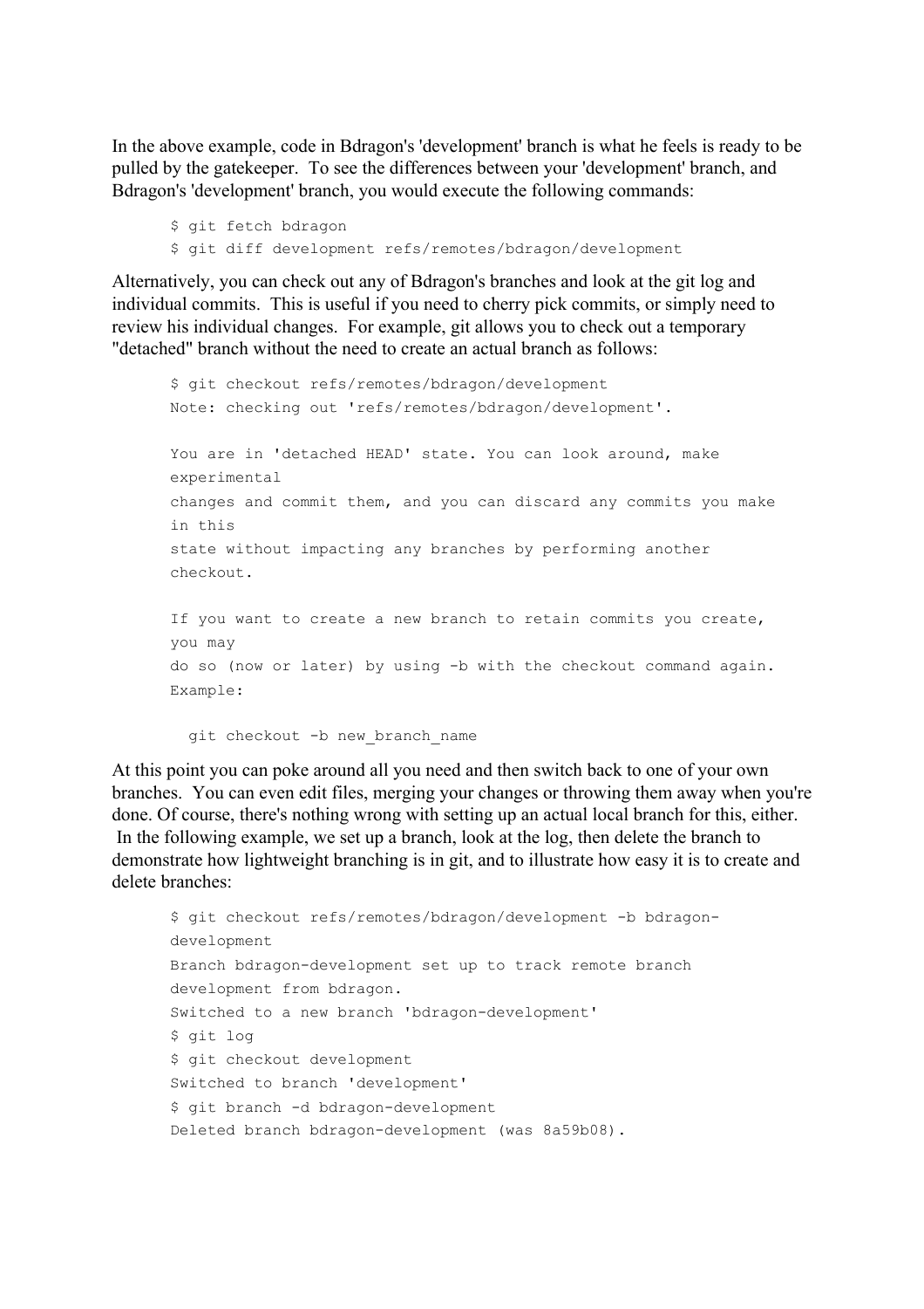In the above example, code in Bdragon's 'development' branch is what he feels is ready to be pulled by the gatekeeper. To see the differences between your 'development' branch, and Bdragon's 'development' branch, you would execute the following commands:

```
$ git fetch bdragon
$ git diff development refs/remotes/bdragon/development
```

Alternatively, you can check out any of Bdragon's branches and look at the git log and individual commits. This is useful if you need to cherry pick commits, or simply need to review his individual changes. For example, git allows you to check out a temporary "detached" branch without the need to create an actual branch as follows:

```
$ git checkout refs/remotes/bdragon/development
Note: checking out 'refs/remotes/bdragon/development'.

You are in 'detached HEAD' state. You can look around, make 
experimental
changes and commit them, and you can discard any commits you make 
in this
state without impacting any branches by performing another 
checkout.

If you want to create a new branch to retain commits you create, 
you may
do so (now or later) by using -b with the checkout command again. 
Example:

  git checkout -b new_branch_name
```

At this point you can poke around all you need and then switch back to one of your own branches. You can even edit files, merging your changes or throwing them away when you're done. Of course, there's nothing wrong with setting up an actual local branch for this, either. In the following example, we set up a branch, look at the log, then delete the branch to demonstrate how lightweight branching is in git, and to illustrate how easy it is to create and delete branches:

```
$ git checkout refs/remotes/bdragon/development -b bdragon-
development
Branch bdragon-development set up to track remote branch 
development from bdragon.
Switched to a new branch 'bdragon-development'
$ git log
$ git checkout development
Switched to branch 'development'
$ git branch -d bdragon-development
Deleted branch bdragon-development (was 8a59b08).
```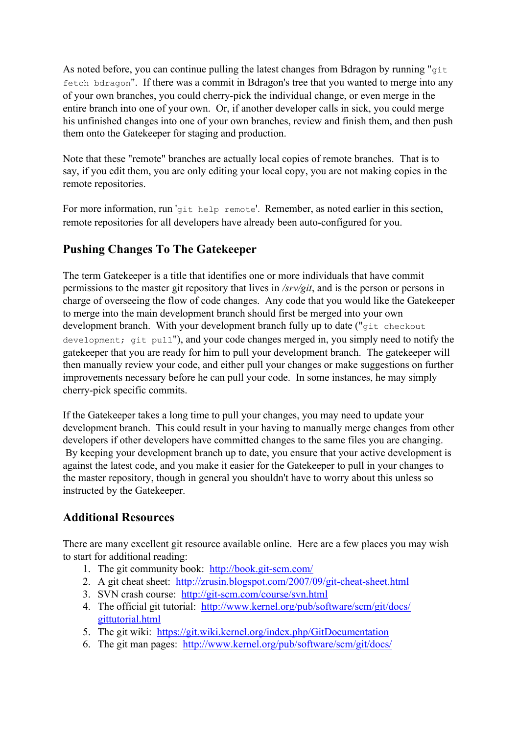As noted before, you can continue pulling the latest changes from Bdragon by running "`git fetch bdragon`". If there was a commit in Bdragon's tree that you wanted to merge into any of your own branches, you could cherry-pick the individual change, or even merge in the entire branch into one of your own. Or, if another developer calls in sick, you could merge his unfinished changes into one of your own branches, review and finish them, and then push them onto the Gatekeeper for staging and production.

Note that these "remote" branches are actually local copies of remote branches. That is to say, if you edit them, you are only editing your local copy, you are not making copies in the remote repositories.

For more information, run '`git help remote`'. Remember, as noted earlier in this section, remote repositories for all developers have already been auto-configured for you.

## Pushing Changes To The Gatekeeper

The term Gatekeeper is a title that identifies one or more individuals that have commit permissions to the master git repository that lives in */srv/git*, and is the person or persons in charge of overseeing the flow of code changes. Any code that you would like the Gatekeeper to merge into the main development branch should first be merged into your own development branch. With your development branch fully up to date ("`git checkout development; git pull`"), and your code changes merged in, you simply need to notify the gatekeeper that you are ready for him to pull your development branch. The gatekeeper will then manually review your code, and either pull your changes or make suggestions on further improvements necessary before he can pull your code. In some instances, he may simply cherry-pick specific commits.

If the Gatekeeper takes a long time to pull your changes, you may need to update your development branch. This could result in your having to manually merge changes from other developers if other developers have committed changes to the same files you are changing. By keeping your development branch up to date, you ensure that your active development is against the latest code, and you make it easier for the Gatekeeper to pull in your changes to the master repository, though in general you shouldn't have to worry about this unless so instructed by the Gatekeeper.

## Additional Resources

There are many excellent git resource available online. Here are a few places you may wish to start for additional reading:

1. The git community book: http://book.git-scm.com/
2. A git cheat sheet: http://zrusin.blogspot.com/2007/09/git-cheat-sheet.html
3. SVN crash course: http://git-scm.com/course/svn.html
4. The official git tutorial: http://www.kernel.org/pub/software/scm/git/docs/gittutorial.html
5. The git wiki: https://git.wiki.kernel.org/index.php/GitDocumentation
6. The git man pages: http://www.kernel.org/pub/software/scm/git/docs/